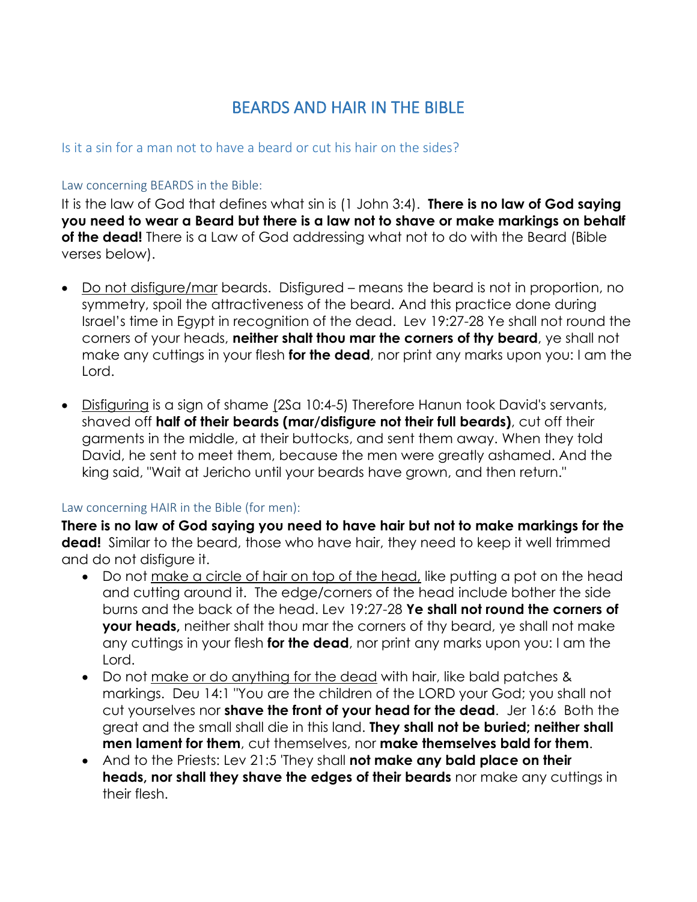# BEARDS AND HAIR IN THE BIBLE

## Is it a sin for a man not to have a beard or cut his hair on the sides?

### Law concerning BEARDS in the Bible:

It is the law of God that defines what sin is (1 John 3:4). **There is no law of God saying you need to wear a Beard but there is a law not to shave or make markings on behalf of the dead!** There is a Law of God addressing what not to do with the Beard (Bible verses below).

- <u>Do not disfigure/mar</u> beards. Disfigured – means the beard is not in proportion, no symmetry, spoil the attractiveness of the beard. And this practice done during Israel's time in Egypt in recognition of the dead. Lev 19:27-28 Ye shall not round the corners of your heads, **neither shalt thou mar the corners of thy beard**, ye shall not make any cuttings in your flesh **for the dead**, nor print any marks upon you: I am the Lord.

- <u>Disfiguring</u> is a sign of shame (2Sa 10:4-5) Therefore Hanun took David's servants, shaved off **half of their beards (mar/disfigure not their full beards)**, cut off their garments in the middle, at their buttocks, and sent them away. When they told David, he sent to meet them, because the men were greatly ashamed. And the king said, "Wait at Jericho until your beards have grown, and then return."

### Law concerning HAIR in the Bible (for men):

**There is no law of God saying you need to have hair but not to make markings for the dead!** Similar to the beard, those who have hair, they need to keep it well trimmed and do not disfigure it.

- Do not <u>make a circle of hair on top of the head,</u> like putting a pot on the head and cutting around it. The edge/corners of the head include bother the side burns and the back of the head. Lev 19:27-28 **Ye shall not round the corners of your heads,** neither shalt thou mar the corners of thy beard, ye shall not make any cuttings in your flesh **for the dead**, nor print any marks upon you: I am the Lord.
- Do not <u>make or do anything for the dead</u> with hair, like bald patches & markings. Deu 14:1 "You are the children of the LORD your God; you shall not cut yourselves nor **shave the front of your head for the dead**. Jer 16:6 Both the great and the small shall die in this land. **They shall not be buried; neither shall men lament for them**, cut themselves, nor **make themselves bald for them**.
- And to the Priests: Lev 21:5 'They shall **not make any bald place on their heads, nor shall they shave the edges of their beards** nor make any cuttings in their flesh.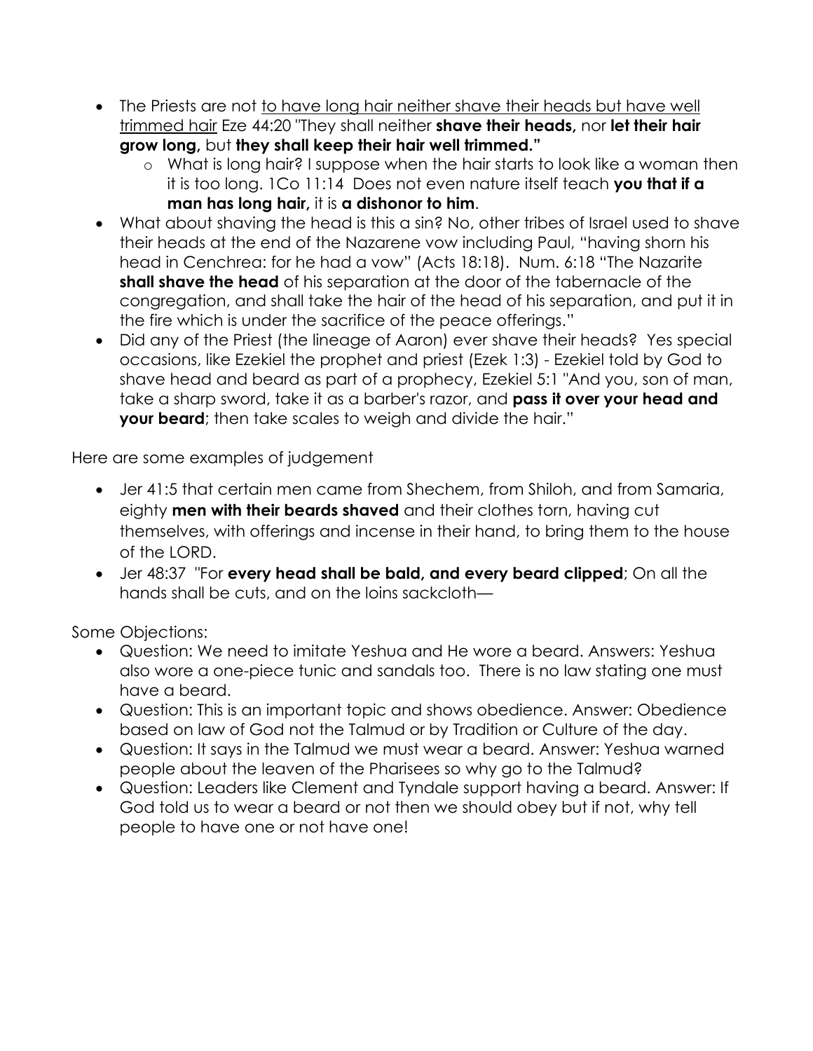- The Priests are not <u>to have long hair neither shave their heads but have well trimmed hair</u> Eze 44:20 "They shall neither **shave their heads,** nor **let their hair grow long,** but **they shall keep their hair well trimmed."**
    - What is long hair? I suppose when the hair starts to look like a woman then it is too long. 1Co 11:14 Does not even nature itself teach **you that if a man has long hair,** it is **a dishonor to him**.
- What about shaving the head is this a sin? No, other tribes of Israel used to shave their heads at the end of the Nazarene vow including Paul, "having shorn his head in Cenchrea: for he had a vow" (Acts 18:18). Num. 6:18 "The Nazarite **shall shave the head** of his separation at the door of the tabernacle of the congregation, and shall take the hair of the head of his separation, and put it in the fire which is under the sacrifice of the peace offerings."
- Did any of the Priest (the lineage of Aaron) ever shave their heads? Yes special occasions, like Ezekiel the prophet and priest (Ezek 1:3) - Ezekiel told by God to shave head and beard as part of a prophecy, Ezekiel 5:1 "And you, son of man, take a sharp sword, take it as a barber's razor, and **pass it over your head and your beard**; then take scales to weigh and divide the hair."

Here are some examples of judgement

- Jer 41:5 that certain men came from Shechem, from Shiloh, and from Samaria, eighty **men with their beards shaved** and their clothes torn, having cut themselves, with offerings and incense in their hand, to bring them to the house of the LORD.
- Jer 48:37 "For **every head shall be bald, and every beard clipped**; On all the hands shall be cuts, and on the loins sackcloth—

Some Objections:

- Question: We need to imitate Yeshua and He wore a beard. Answers: Yeshua also wore a one-piece tunic and sandals too. There is no law stating one must have a beard.
- Question: This is an important topic and shows obedience. Answer: Obedience based on law of God not the Talmud or by Tradition or Culture of the day.
- Question: It says in the Talmud we must wear a beard. Answer: Yeshua warned people about the leaven of the Pharisees so why go to the Talmud?
- Question: Leaders like Clement and Tyndale support having a beard. Answer: If God told us to wear a beard or not then we should obey but if not, why tell people to have one or not have one!